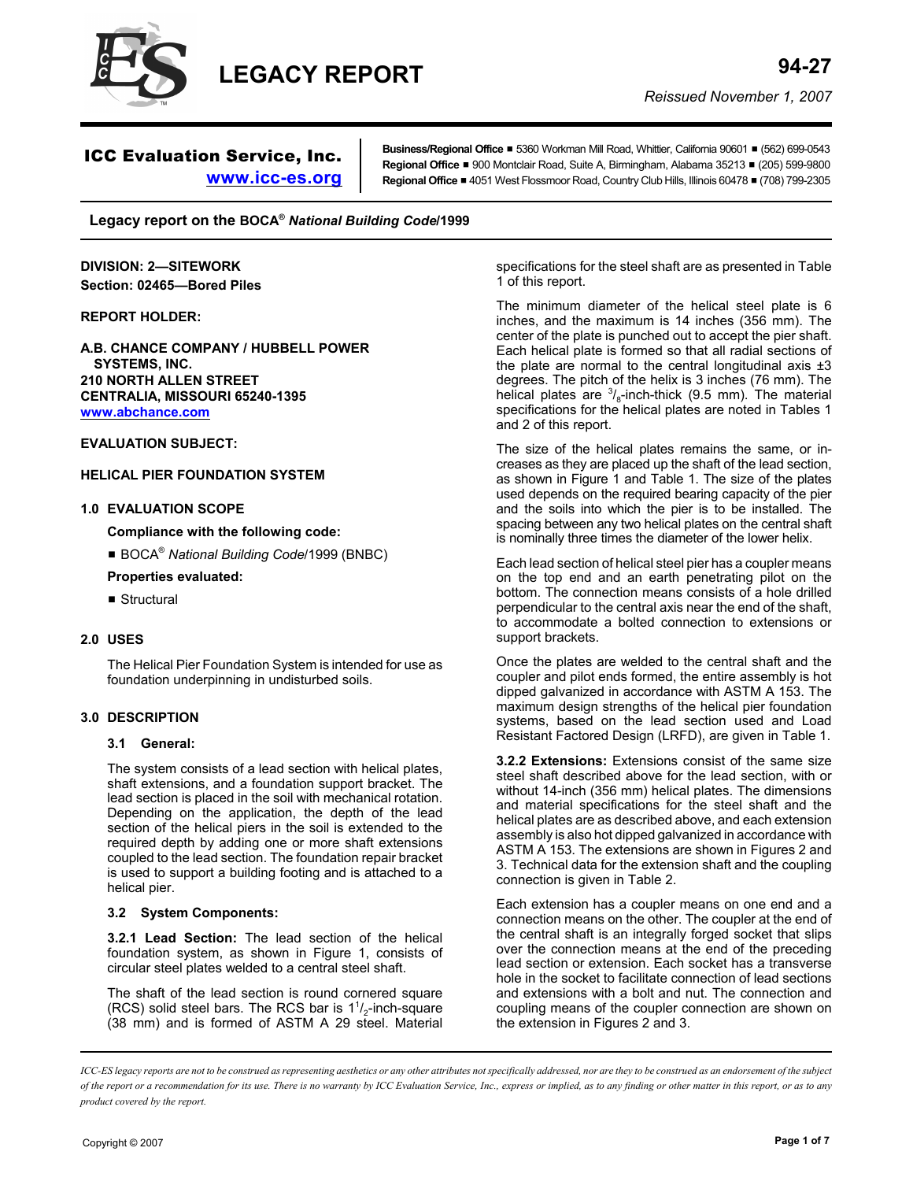# LEGACY REPORT

**94-27**

*Reissued November 1, 2007*

**ICC Evaluation Service, Inc.**
www.icc-es.org

**Business/Regional Office** ■ 5360 Workman Mill Road, Whittier, California 90601 ■ (562) 699-0543
**Regional Office** ■ 900 Montclair Road, Suite A, Birmingham, Alabama 35213 ■ (205) 599-9800
**Regional Office** ■ 4051 West Flossmoor Road, Country Club Hills, Illinois 60478 ■ (708) 799-2305

**Legacy report on the BOCA® *National Building Code*/1999**

**DIVISION: 2—SITEWORK**
**Section: 02465—Bored Piles**

**REPORT HOLDER:**

**A.B. CHANCE COMPANY / HUBBELL POWER SYSTEMS, INC.**
**210 NORTH ALLEN STREET**
**CENTRALIA, MISSOURI 65240-1395**
**www.abchance.com**

**EVALUATION SUBJECT:**

**HELICAL PIER FOUNDATION SYSTEM**

## 1.0 EVALUATION SCOPE

**Compliance with the following code:**

- BOCA® *National Building Code*/1999 (BNBC)

**Properties evaluated:**

- Structural

## 2.0 USES

The Helical Pier Foundation System is intended for use as foundation underpinning in undisturbed soils.

## 3.0 DESCRIPTION

### 3.1 General:

The system consists of a lead section with helical plates, shaft extensions, and a foundation support bracket. The lead section is placed in the soil with mechanical rotation. Depending on the application, the depth of the lead section of the helical piers in the soil is extended to the required depth by adding one or more shaft extensions coupled to the lead section. The foundation repair bracket is used to support a building footing and is attached to a helical pier.

### 3.2 System Components:

**3.2.1 Lead Section:** The lead section of the helical foundation system, as shown in Figure 1, consists of circular steel plates welded to a central steel shaft.

The shaft of the lead section is round cornered square (RCS) solid steel bars. The RCS bar is $1^1/_2$-inch-square (38 mm) and is formed of ASTM A 29 steel. Material specifications for the steel shaft are as presented in Table 1 of this report.

The minimum diameter of the helical steel plate is 6 inches, and the maximum is 14 inches (356 mm). The center of the plate is punched out to accept the pier shaft. Each helical plate is formed so that all radial sections of the plate are normal to the central longitudinal axis ±3 degrees. The pitch of the helix is 3 inches (76 mm). The helical plates are $^3/_8$-inch-thick (9.5 mm). The material specifications for the helical plates are noted in Tables 1 and 2 of this report.

The size of the helical plates remains the same, or increases as they are placed up the shaft of the lead section, as shown in Figure 1 and Table 1. The size of the plates used depends on the required bearing capacity of the pier and the soils into which the pier is to be installed. The spacing between any two helical plates on the central shaft is nominally three times the diameter of the lower helix.

Each lead section of helical steel pier has a coupler means on the top end and an earth penetrating pilot on the bottom. The connection means consists of a hole drilled perpendicular to the central axis near the end of the shaft, to accommodate a bolted connection to extensions or support brackets.

Once the plates are welded to the central shaft and the coupler and pilot ends formed, the entire assembly is hot dipped galvanized in accordance with ASTM A 153. The maximum design strengths of the helical pier foundation systems, based on the lead section used and Load Resistant Factored Design (LRFD), are given in Table 1.

**3.2.2 Extensions:** Extensions consist of the same size steel shaft described above for the lead section, with or without 14-inch (356 mm) helical plates. The dimensions and material specifications for the steel shaft and the helical plates are as described above, and each extension assembly is also hot dipped galvanized in accordance with ASTM A 153. The extensions are shown in Figures 2 and 3. Technical data for the extension shaft and the coupling connection is given in Table 2.

Each extension has a coupler means on one end and a connection means on the other. The coupler at the end of the central shaft is an integrally forged socket that slips over the connection means at the end of the preceding lead section or extension. Each socket has a transverse hole in the socket to facilitate connection of lead sections and extensions with a bolt and nut. The connection and coupling means of the coupler connection are shown on the extension in Figures 2 and 3.

*ICC-ES legacy reports are not to be construed as representing aesthetics or any other attributes not specifically addressed, nor are they to be construed as an endorsement of the subject of the report or a recommendation for its use. There is no warranty by ICC Evaluation Service, Inc., express or implied, as to any finding or other matter in this report, or as to any product covered by the report.*

Copyright © 2007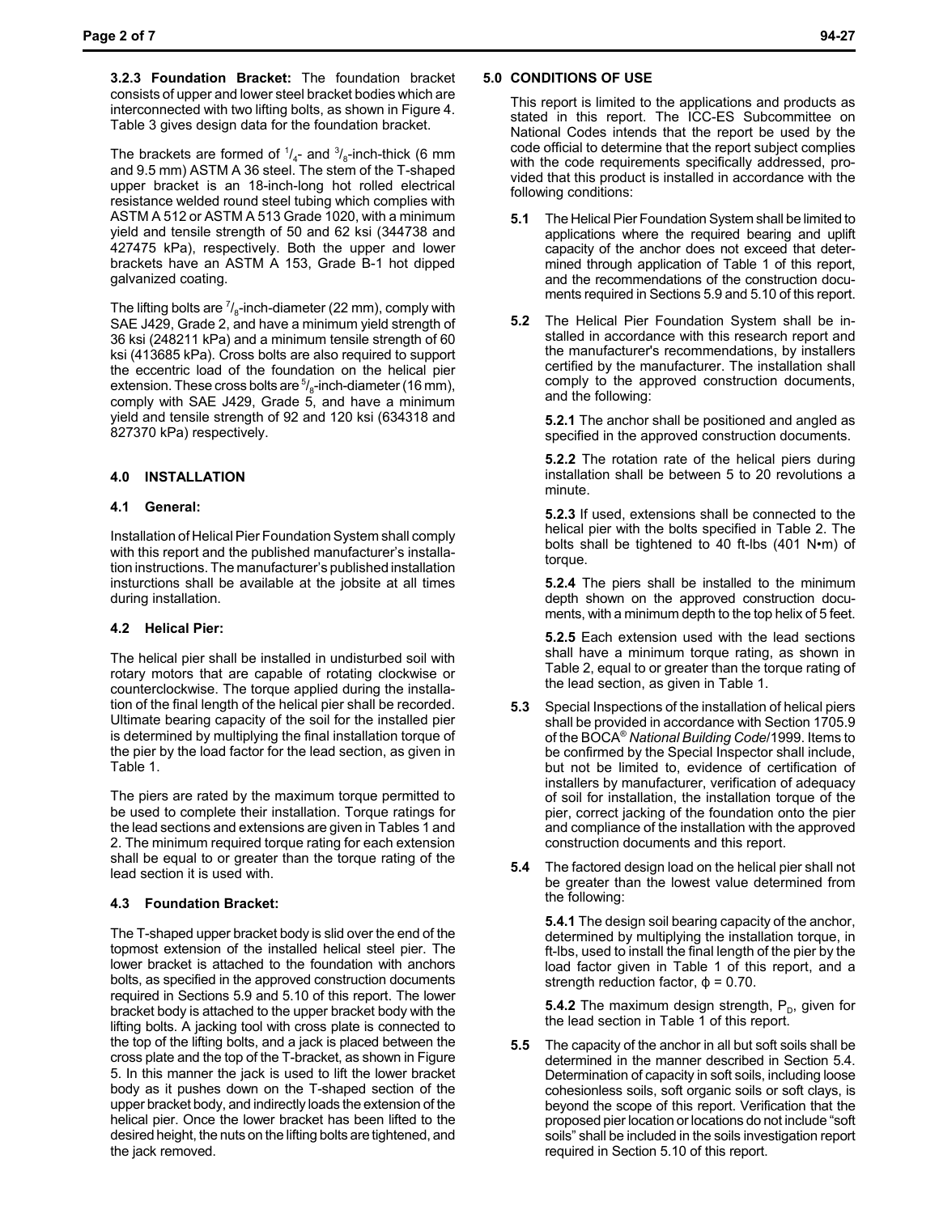**3.2.3 Foundation Bracket:** The foundation bracket consists of upper and lower steel bracket bodies which are interconnected with two lifting bolts, as shown in Figure 4. Table 3 gives design data for the foundation bracket.

The brackets are formed of $^1/_4$- and $^3/_8$-inch-thick (6 mm and 9.5 mm) ASTM A 36 steel. The stem of the T-shaped upper bracket is an 18-inch-long hot rolled electrical resistance welded round steel tubing which complies with ASTM A 512 or ASTM A 513 Grade 1020, with a minimum yield and tensile strength of 50 and 62 ksi (344738 and 427475 kPa), respectively. Both the upper and lower brackets have an ASTM A 153, Grade B-1 hot dipped galvanized coating.

The lifting bolts are $^7/_8$-inch-diameter (22 mm), comply with SAE J429, Grade 2, and have a minimum yield strength of 36 ksi (248211 kPa) and a minimum tensile strength of 60 ksi (413685 kPa). Cross bolts are also required to support the eccentric load of the foundation on the helical pier extension. These cross bolts are $^5/_8$-inch-diameter (16 mm), comply with SAE J429, Grade 5, and have a minimum yield and tensile strength of 92 and 120 ksi (634318 and 827370 kPa) respectively.

## 4.0 INSTALLATION

### 4.1 General:

Installation of Helical Pier Foundation System shall comply with this report and the published manufacturer's installation instructions. The manufacturer's published installation insturctions shall be available at the jobsite at all times during installation.

### 4.2 Helical Pier:

The helical pier shall be installed in undisturbed soil with rotary motors that are capable of rotating clockwise or counterclockwise. The torque applied during the installation of the final length of the helical pier shall be recorded. Ultimate bearing capacity of the soil for the installed pier is determined by multiplying the final installation torque of the pier by the load factor for the lead section, as given in Table 1.

The piers are rated by the maximum torque permitted to be used to complete their installation. Torque ratings for the lead sections and extensions are given in Tables 1 and 2. The minimum required torque rating for each extension shall be equal to or greater than the torque rating of the lead section it is used with.

### 4.3 Foundation Bracket:

The T-shaped upper bracket body is slid over the end of the topmost extension of the installed helical steel pier. The lower bracket is attached to the foundation with anchors bolts, as specified in the approved construction documents required in Sections 5.9 and 5.10 of this report. The lower bracket body is attached to the upper bracket body with the lifting bolts. A jacking tool with cross plate is connected to the top of the lifting bolts, and a jack is placed between the cross plate and the top of the T-bracket, as shown in Figure 5. In this manner the jack is used to lift the lower bracket body as it pushes down on the T-shaped section of the upper bracket body, and indirectly loads the extension of the helical pier. Once the lower bracket has been lifted to the desired height, the nuts on the lifting bolts are tightened, and the jack removed.

## 5.0 CONDITIONS OF USE

This report is limited to the applications and products as stated in this report. The ICC-ES Subcommittee on National Codes intends that the report be used by the code official to determine that the report subject complies with the code requirements specifically addressed, provided that this product is installed in accordance with the following conditions:

**5.1** The Helical Pier Foundation System shall be limited to applications where the required bearing and uplift capacity of the anchor does not exceed that determined through application of Table 1 of this report, and the recommendations of the construction documents required in Sections 5.9 and 5.10 of this report.

**5.2** The Helical Pier Foundation System shall be installed in accordance with this research report and the manufacturer's recommendations, by installers certified by the manufacturer. The installation shall comply to the approved construction documents, and the following:

**5.2.1** The anchor shall be positioned and angled as specified in the approved construction documents.

**5.2.2** The rotation rate of the helical piers during installation shall be between 5 to 20 revolutions a minute.

**5.2.3** If used, extensions shall be connected to the helical pier with the bolts specified in Table 2. The bolts shall be tightened to 40 ft-lbs (401 N•m) of torque.

**5.2.4** The piers shall be installed to the minimum depth shown on the approved construction documents, with a minimum depth to the top helix of 5 feet.

**5.2.5** Each extension used with the lead sections shall have a minimum torque rating, as shown in Table 2, equal to or greater than the torque rating of the lead section, as given in Table 1.

**5.3** Special Inspections of the installation of helical piers shall be provided in accordance with Section 1705.9 of the BOCA® *National Building Code*/1999. Items to be confirmed by the Special Inspector shall include, but not be limited to, evidence of certification of installers by manufacturer, verification of adequacy of soil for installation, the installation torque of the pier, correct jacking of the foundation onto the pier and compliance of the installation with the approved construction documents and this report.

**5.4** The factored design load on the helical pier shall not be greater than the lowest value determined from the following:

**5.4.1** The design soil bearing capacity of the anchor, determined by multiplying the installation torque, in ft-lbs, used to install the final length of the pier by the load factor given in Table 1 of this report, and a strength reduction factor, $\phi = 0.70$.

**5.4.2** The maximum design strength, $P_D$, given for the lead section in Table 1 of this report.

**5.5** The capacity of the anchor in all but soft soils shall be determined in the manner described in Section 5.4. Determination of capacity in soft soils, including loose cohesionless soils, soft organic soils or soft clays, is beyond the scope of this report. Verification that the proposed pier location or locations do not include "soft soils" shall be included in the soils investigation report required in Section 5.10 of this report.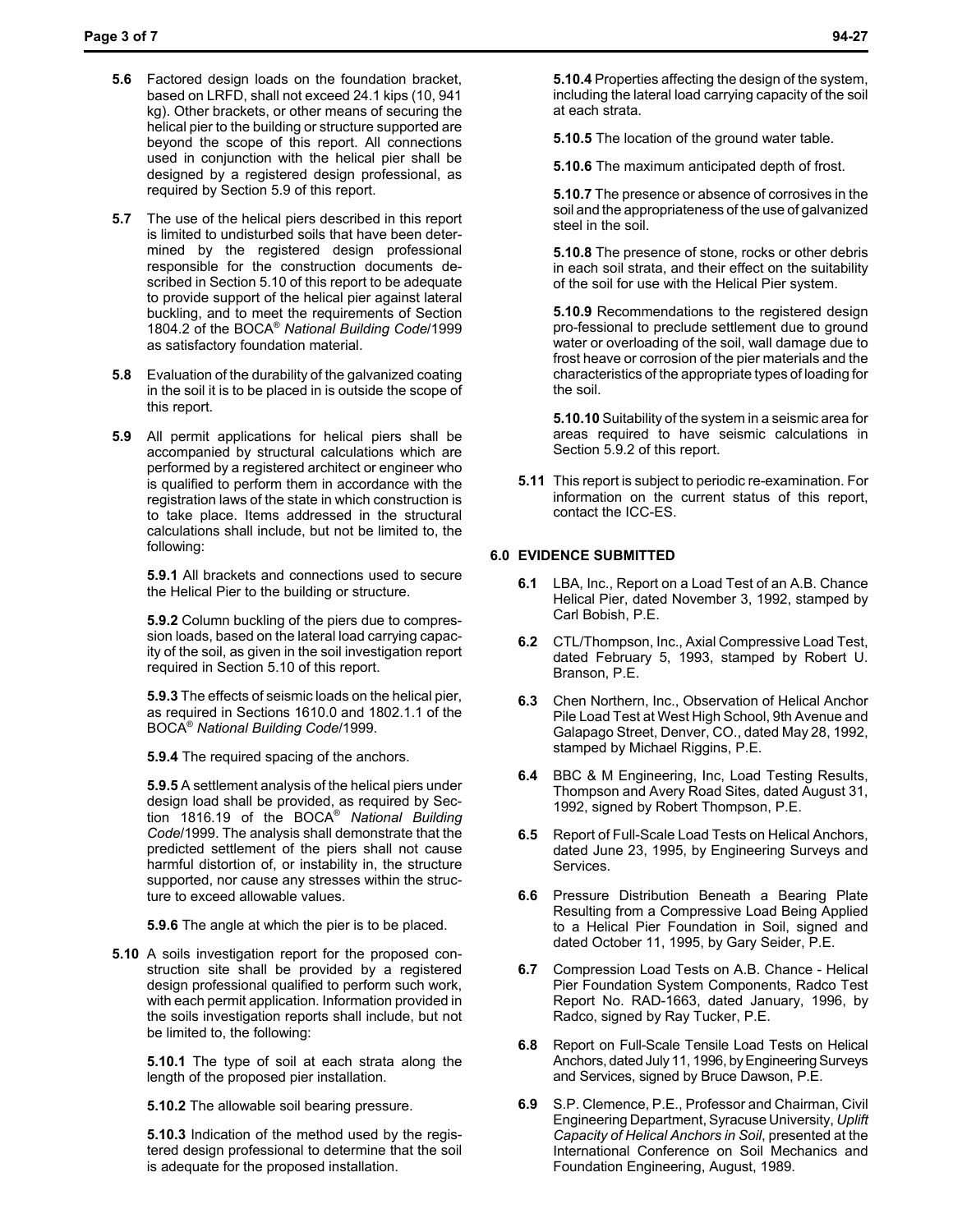**5.6** Factored design loads on the foundation bracket, based on LRFD, shall not exceed 24.1 kips (10, 941 kg). Other brackets, or other means of securing the helical pier to the building or structure supported are beyond the scope of this report. All connections used in conjunction with the helical pier shall be designed by a registered design professional, as required by Section 5.9 of this report.

**5.7** The use of the helical piers described in this report is limited to undisturbed soils that have been determined by the registered design professional responsible for the construction documents described in Section 5.10 of this report to be adequate to provide support of the helical pier against lateral buckling, and to meet the requirements of Section 1804.2 of the BOCA® *National Building Code*/1999 as satisfactory foundation material.

**5.8** Evaluation of the durability of the galvanized coating in the soil it is to be placed in is outside the scope of this report.

**5.9** All permit applications for helical piers shall be accompanied by structural calculations which are performed by a registered architect or engineer who is qualified to perform them in accordance with the registration laws of the state in which construction is to take place. Items addressed in the structural calculations shall include, but not be limited to, the following:

**5.9.1** All brackets and connections used to secure the Helical Pier to the building or structure.

**5.9.2** Column buckling of the piers due to compression loads, based on the lateral load carrying capacity of the soil, as given in the soil investigation report required in Section 5.10 of this report.

**5.9.3** The effects of seismic loads on the helical pier, as required in Sections 1610.0 and 1802.1.1 of the BOCA® *National Building Code*/1999.

**5.9.4** The required spacing of the anchors.

**5.9.5** A settlement analysis of the helical piers under design load shall be provided, as required by Section 1816.19 of the BOCA® *National Building Code*/1999. The analysis shall demonstrate that the predicted settlement of the piers shall not cause harmful distortion of, or instability in, the structure supported, nor cause any stresses within the structure to exceed allowable values.

**5.9.6** The angle at which the pier is to be placed.

**5.10** A soils investigation report for the proposed construction site shall be provided by a registered design professional qualified to perform such work, with each permit application. Information provided in the soils investigation reports shall include, but not be limited to, the following:

**5.10.1** The type of soil at each strata along the length of the proposed pier installation.

**5.10.2** The allowable soil bearing pressure.

**5.10.3** Indication of the method used by the registered design professional to determine that the soil is adequate for the proposed installation.

**5.10.4** Properties affecting the design of the system, including the lateral load carrying capacity of the soil at each strata.

**5.10.5** The location of the ground water table.

**5.10.6** The maximum anticipated depth of frost.

**5.10.7** The presence or absence of corrosives in the soil and the appropriateness of the use of galvanized steel in the soil.

**5.10.8** The presence of stone, rocks or other debris in each soil strata, and their effect on the suitability of the soil for use with the Helical Pier system.

**5.10.9** Recommendations to the registered design pro-fessional to preclude settlement due to ground water or overloading of the soil, wall damage due to frost heave or corrosion of the pier materials and the characteristics of the appropriate types of loading for the soil.

**5.10.10** Suitability of the system in a seismic area for areas required to have seismic calculations in Section 5.9.2 of this report.

**5.11** This report is subject to periodic re-examination. For information on the current status of this report, contact the ICC-ES.

## 6.0 EVIDENCE SUBMITTED

**6.1** LBA, Inc., Report on a Load Test of an A.B. Chance Helical Pier, dated November 3, 1992, stamped by Carl Bobish, P.E.

**6.2** CTL/Thompson, Inc., Axial Compressive Load Test, dated February 5, 1993, stamped by Robert U. Branson, P.E.

**6.3** Chen Northern, Inc., Observation of Helical Anchor Pile Load Test at West High School, 9th Avenue and Galapago Street, Denver, CO., dated May 28, 1992, stamped by Michael Riggins, P.E.

**6.4** BBC & M Engineering, Inc, Load Testing Results, Thompson and Avery Road Sites, dated August 31, 1992, signed by Robert Thompson, P.E.

**6.5** Report of Full-Scale Load Tests on Helical Anchors, dated June 23, 1995, by Engineering Surveys and Services.

**6.6** Pressure Distribution Beneath a Bearing Plate Resulting from a Compressive Load Being Applied to a Helical Pier Foundation in Soil, signed and dated October 11, 1995, by Gary Seider, P.E.

**6.7** Compression Load Tests on A.B. Chance - Helical Pier Foundation System Components, Radco Test Report No. RAD-1663, dated January, 1996, by Radco, signed by Ray Tucker, P.E.

**6.8** Report on Full-Scale Tensile Load Tests on Helical Anchors, dated July 11, 1996, by Engineering Surveys and Services, signed by Bruce Dawson, P.E.

**6.9** S.P. Clemence, P.E., Professor and Chairman, Civil Engineering Department, Syracuse University, *Uplift Capacity of Helical Anchors in Soil*, presented at the International Conference on Soil Mechanics and Foundation Engineering, August, 1989.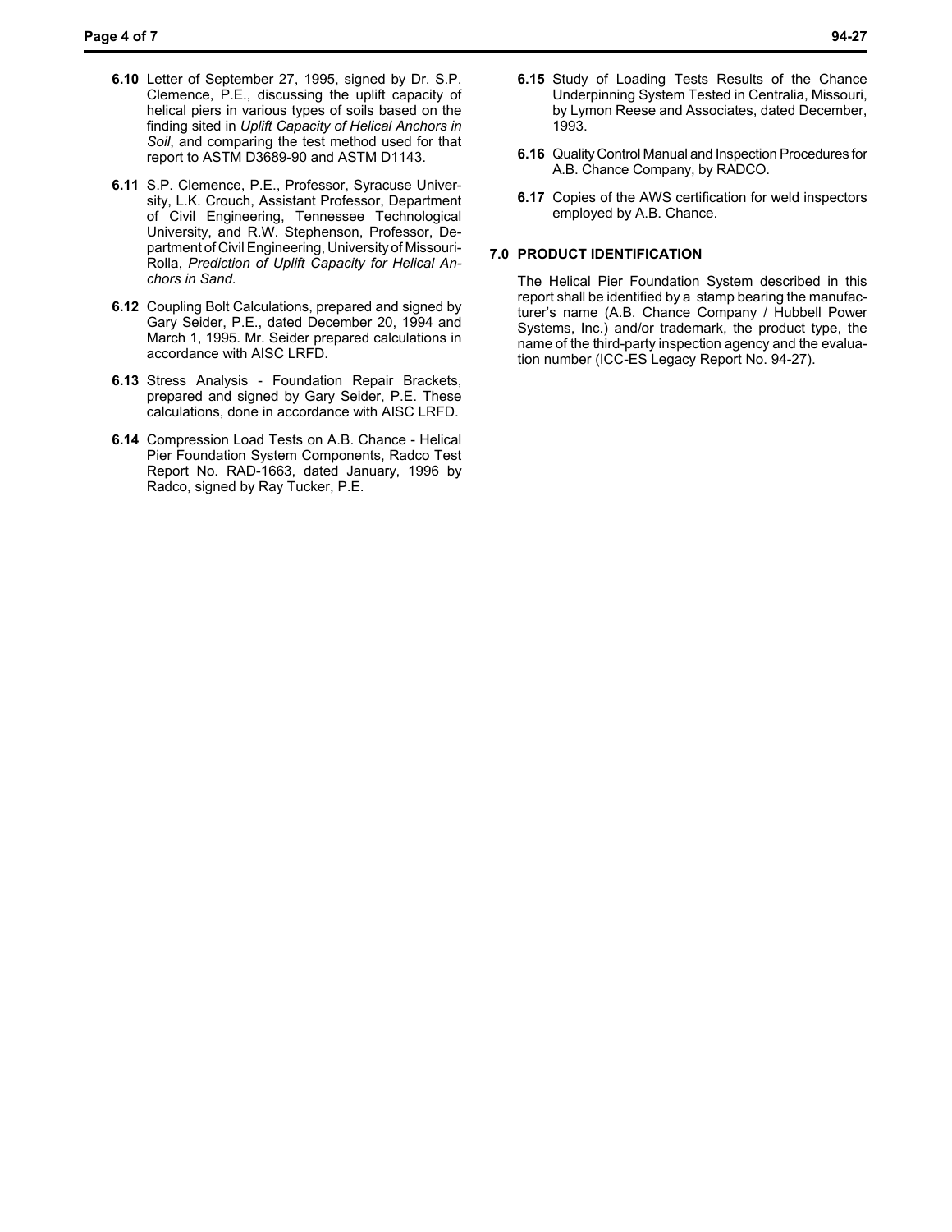**6.10** Letter of September 27, 1995, signed by Dr. S.P. Clemence, P.E., discussing the uplift capacity of helical piers in various types of soils based on the finding sited in *Uplift Capacity of Helical Anchors in Soil*, and comparing the test method used for that report to ASTM D3689-90 and ASTM D1143.

**6.11** S.P. Clemence, P.E., Professor, Syracuse University, L.K. Crouch, Assistant Professor, Department of Civil Engineering, Tennessee Technological University, and R.W. Stephenson, Professor, Department of Civil Engineering, University of Missouri-Rolla, *Prediction of Uplift Capacity for Helical Anchors in Sand*.

**6.12** Coupling Bolt Calculations, prepared and signed by Gary Seider, P.E., dated December 20, 1994 and March 1, 1995. Mr. Seider prepared calculations in accordance with AISC LRFD.

**6.13** Stress Analysis - Foundation Repair Brackets, prepared and signed by Gary Seider, P.E. These calculations, done in accordance with AISC LRFD.

**6.14** Compression Load Tests on A.B. Chance - Helical Pier Foundation System Components, Radco Test Report No. RAD-1663, dated January, 1996 by Radco, signed by Ray Tucker, P.E.

**6.15** Study of Loading Tests Results of the Chance Underpinning System Tested in Centralia, Missouri, by Lymon Reese and Associates, dated December, 1993.

**6.16** Quality Control Manual and Inspection Procedures for A.B. Chance Company, by RADCO.

**6.17** Copies of the AWS certification for weld inspectors employed by A.B. Chance.

## 7.0 PRODUCT IDENTIFICATION

The Helical Pier Foundation System described in this report shall be identified by a stamp bearing the manufacturer's name (A.B. Chance Company / Hubbell Power Systems, Inc.) and/or trademark, the product type, the name of the third-party inspection agency and the evaluation number (ICC-ES Legacy Report No. 94-27).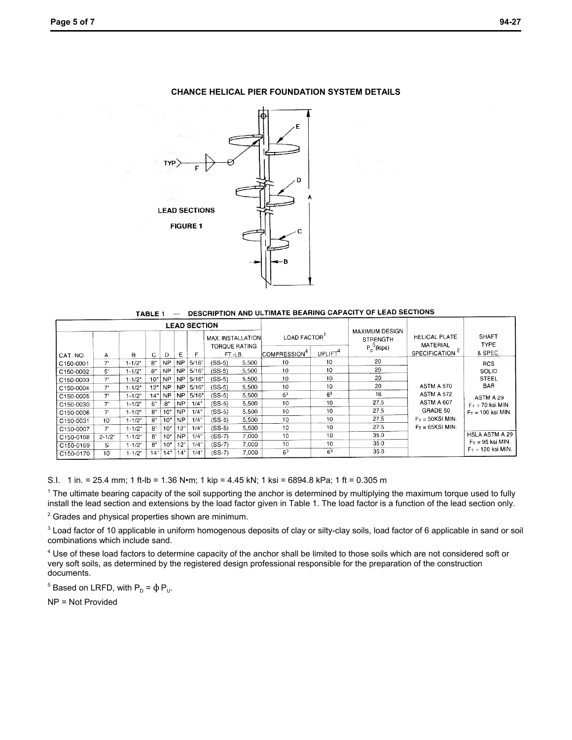## CHANCE HELICAL PIER FOUNDATION SYSTEM DETAILS

LEAD SECTIONS

FIGURE 1

**TABLE 1 — DESCRIPTION AND ULTIMATE BEARING CAPACITY OF LEAD SECTIONS**

| LEAD SECTION | | | | | | | | LOAD FACTOR[1] | | MAXIMUM DESIGN STRENGTH $P_D$[5] (kips) | HELICAL PLATE MATERIAL SPECIFICATION[2] | SHAFT TYPE & SPEC |
|---|---|---|---|---|---|---|---|---|---|---|---|---|
| CAT. NO. | A | B | C | D | E | F | MAX. INSTALLATION TORQUE RATING FT.-LB. | COMPRESSION[4] | UPLIFT[4] | | | |
| C150-0001 | 7' | 1-1/2" | 8" | NP | NP | 5/16" | (SS-5) 5,500 | 10 | 10 | 20 | ASTM A 570 ASTM A 572 ASTM A 607 GRADE 50 $F_Y$ = 50KSI MIN. $F_T$ = 65KSI MIN. | RCS SOLID STEEL BAR ASTM A 29 $F_Y$ = 70 ksi MIN. $F_T$ = 100 ksi MIN. |
| C150-0002 | 5' | 1-1/2" | 8" | NP | NP | 5/16" | (SS-5) 5,500 | 10 | 10 | 20 | | |
| C150-0003 | 7' | 1-1/2" | 10" | NP | NP | 5/16" | (SS-5) 5,500 | 10 | 10 | 20 | | |
| C150-0004 | 7' | 1-1/2" | 12" | NP | NP | 5/16" | (SS-5) 5,500 | 10 | 10 | 20 | | |
| C150-0005 | 7' | 1-1/2" | 14" | NP | NP | 5/16" | (SS-5) 5,500 | 6[3] | 6[3] | 16 | | |
| C150-0030 | 7' | 1-1/2" | 6" | 8" | NP | 1/4" | (SS-5) 5,500 | 10 | 10 | 27.5 | | |
| C150-0006 | 7' | 1-1/2" | 8" | 10" | NP | 1/4" | (SS-5) 5,500 | 10 | 10 | 27.5 | | |
| C150-0031 | 10' | 1-1/2" | 8" | 10" | NP | 1/4" | (SS-5) 5,500 | 10 | 10 | 27.5 | | |
| C150-0007 | 7' | 1-1/2" | 8" | 10" | 12" | 1/4" | (SS-5) 5,500 | 10 | 10 | 27.5 | | |
| C150-0168 | 2-1/2' | 1-1/2" | 8" | 10" | NP | 1/4" | (SS-7) 7,000 | 10 | 10 | 35.0 | | HSLA ASTM A 29 $F_Y$ = 95 ksi MIN. $F_T$ = 120 ksi MIN. |
| C150-0169 | 5' | 1-1/2" | 8" | 10" | 12" | 1/4" | (SS-7) 7,000 | 10 | 10 | 35.0 | | |
| C150-0170 | 10' | 1-1/2" | 14" | 14" | 14" | 1/4" | (SS-7) 7,000 | 6[3] | 6[3] | 35.0 | | |

S.I. 1 in. = 25.4 mm; 1 ft-lb = 1.36 N•m; 1 kip = 4.45 kN; 1 ksi = 6894.8 kPa; 1 ft = 0.305 m

[1] The ultimate bearing capacity of the soil supporting the anchor is determined by multiplying the maximum torque used to fully install the lead section and extensions by the load factor given in Table 1. The load factor is a function of the lead section only.

[2] Grades and physical properties shown are minimum.

[3] Load factor of 10 applicable in uniform homogenous deposits of clay or silty-clay soils, load factor of 6 applicable in sand or soil combinations which include sand.

[4] Use of these load factors to determine capacity of the anchor shall be limited to those soils which are not considered soft or very soft soils, as determined by the registered design professional responsible for the preparation of the construction documents.

[5] Based on LRFD, with $P_D = \phi P_U$.

NP = Not Provided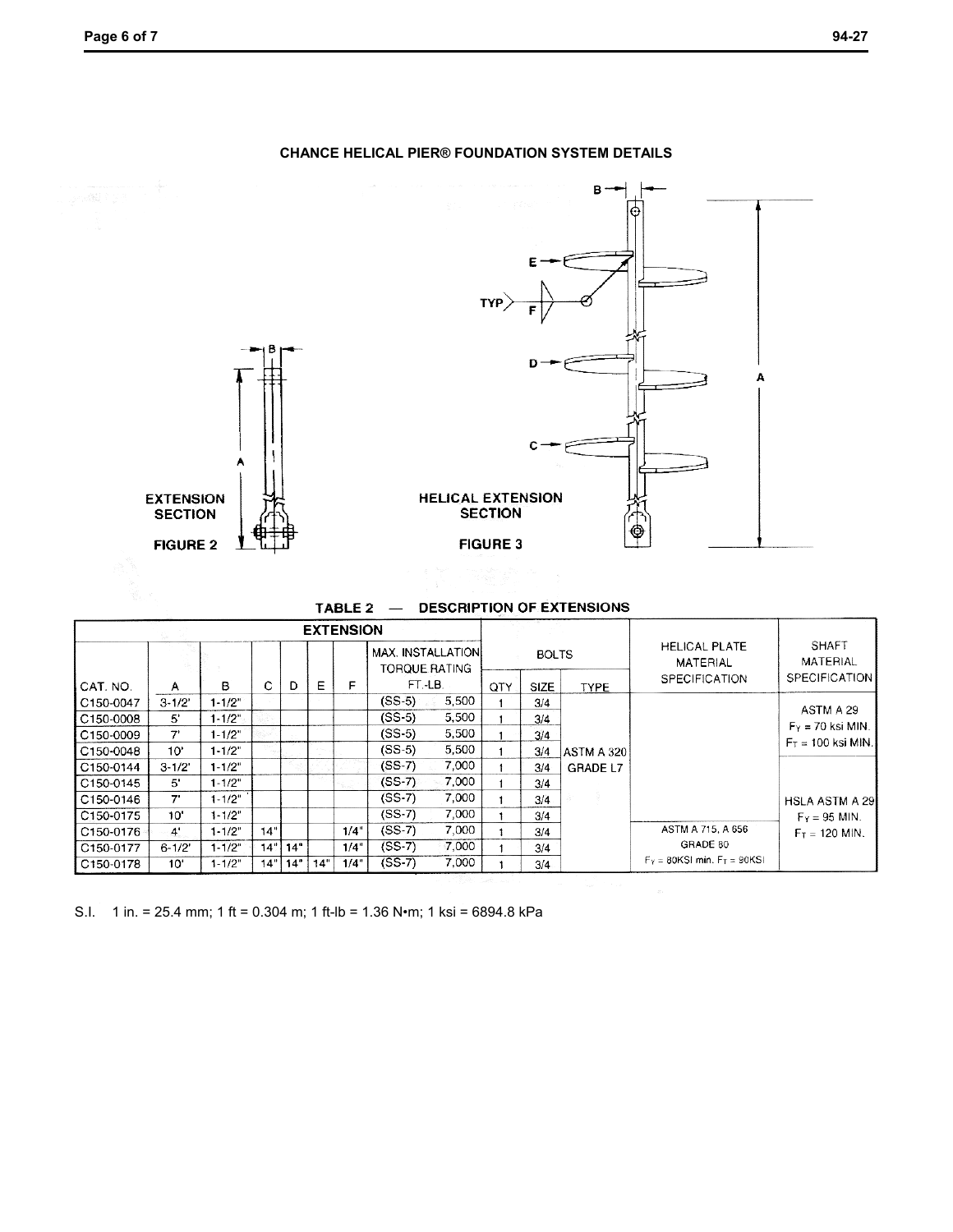**CHANCE HELICAL PIER® FOUNDATION SYSTEM DETAILS**

EXTENSION SECTION

FIGURE 2

HELICAL EXTENSION SECTION

FIGURE 3

**TABLE 2 — DESCRIPTION OF EXTENSIONS**

| EXTENSION | | | | | | | | BOLTS | | | HELICAL PLATE MATERIAL SPECIFICATION | SHAFT MATERIAL SPECIFICATION |
|---|---|---|---|---|---|---|---|---|---|---|---|---|
| CAT. NO. | A | B | C | D | E | F | MAX. INSTALLATION TORQUE RATING FT.-LB. | QTY | SIZE | TYPE | | |
| C150-0047 | 3-1/2' | 1-1/2" | | | | | (SS-5) 5,500 | 1 | 3/4 | ASTM A 320 GRADE L7 | | ASTM A 29 $F_Y$ = 70 ksi MIN. $F_T$ = 100 ksi MIN. |
| C150-0008 | 5' | 1-1/2" | | | | | (SS-5) 5,500 | 1 | 3/4 | | | |
| C150-0009 | 7' | 1-1/2" | | | | | (SS-5) 5,500 | 1 | 3/4 | | | |
| C150-0048 | 10' | 1-1/2" | | | | | (SS-5) 5,500 | 1 | 3/4 | | | |
| C150-0144 | 3-1/2' | 1-1/2" | | | | | (SS-7) 7,000 | 1 | 3/4 | | | HSLA ASTM A 29 $F_Y$ = 95 MIN. $F_T$ = 120 MIN. |
| C150-0145 | 5' | 1-1/2" | | | | | (SS-7) 7,000 | 1 | 3/4 | | | |
| C150-0146 | 7' | 1-1/2" | | | | | (SS-7) 7,000 | 1 | 3/4 | | | |
| C150-0175 | 10' | 1-1/2" | | | | | (SS-7) 7,000 | 1 | 3/4 | | | |
| C150-0176 | 4' | 1-1/2" | 14" | | | 1/4" | (SS-7) 7,000 | 1 | 3/4 | | ASTM A 715, A 656 GRADE 80 $F_Y$ = 80KSI min. $F_T$ = 90KSI | |
| C150-0177 | 6-1/2' | 1-1/2" | 14" | 14" | | 1/4" | (SS-7) 7,000 | 1 | 3/4 | | | |
| C150-0178 | 10' | 1-1/2" | 14" | 14" | 14" | 1/4" | (SS-7) 7,000 | 1 | 3/4 | | | |

S.I. 1 in. = 25.4 mm; 1 ft = 0.304 m; 1 ft-lb = 1.36 N•m; 1 ksi = 6894.8 kPa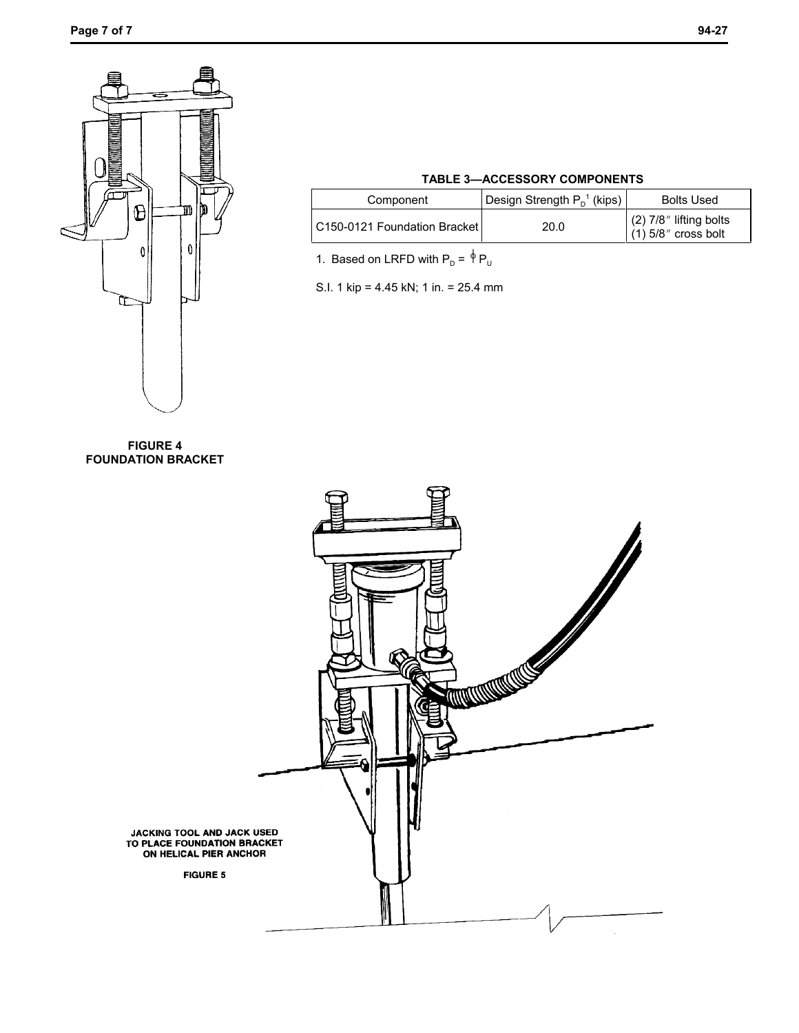FIGURE 4
FOUNDATION BRACKET

**TABLE 3—ACCESSORY COMPONENTS**

| Component | Design Strength $P_D$[1] (kips) | Bolts Used |
|---|---|---|
| C150-0121 Foundation Bracket | 20.0 | (2) 7/8″ lifting bolts<br>(1) 5/8″ cross bolt |

1. Based on LRFD with $P_D = \phi P_U$

S.I. 1 kip = 4.45 kN; 1 in. = 25.4 mm

JACKING TOOL AND JACK USED TO PLACE FOUNDATION BRACKET ON HELICAL PIER ANCHOR

FIGURE 5